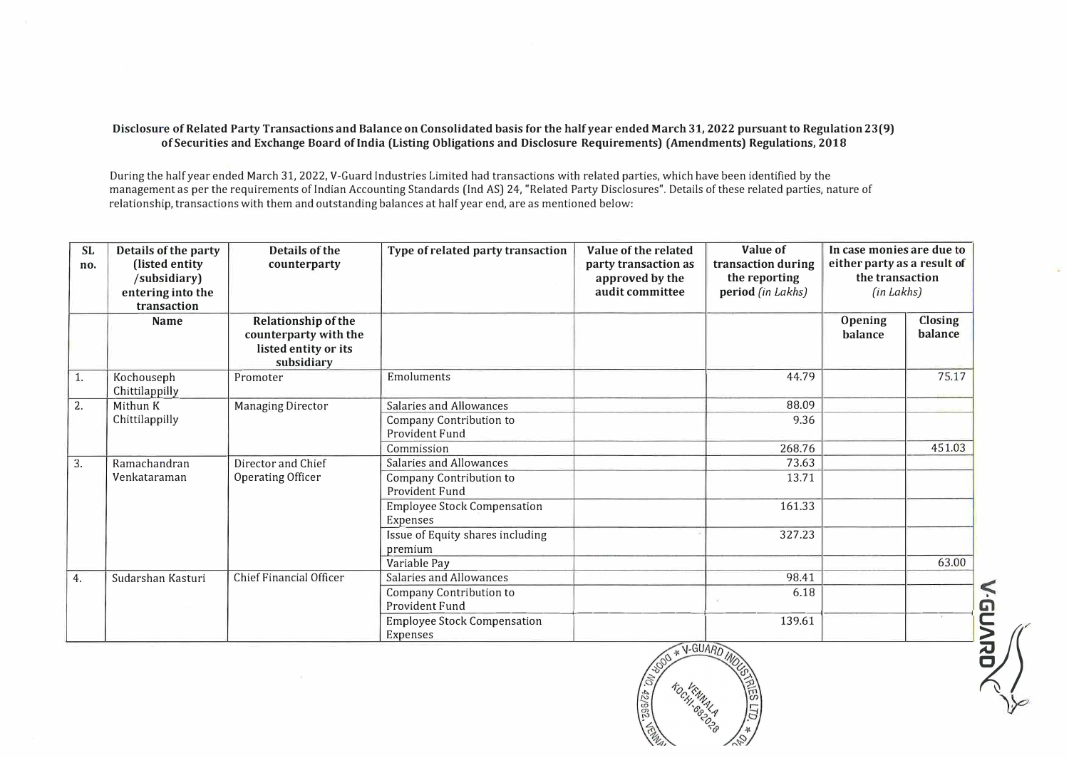**Disclosure of Related Party Transactions and Balance on Consolidated basis for the half year ended March 31, 2022 pursuant to Regulation 23(9) of Securities and Exchange Board of India (Listing Obligations and Disclosure Requirements) (Amendments) Regulations, 2018**

During the half year ended March 31, 2022, V-Guard Industries Limited had transactions with related parties, which have been identified by the management as per the requirements of Indian Accounting Standards (Ind AS) 24, "Related Party Disclosures". Details of these related parties, nature of relationship, transactions with them and outstanding balances at half year end, are as mentioned below:

| SL no. | Details of the party (listed entity /subsidiary) entering into the transaction | Details of the counterparty | Type of related party transaction | Value of the related party transaction as approved by the audit committee | Value of transaction during the reporting period *(in Lakhs)* | In case monies are due to either party as a result of the transaction *(in Lakhs)* | |
|---|---|---|---|---|---|---|---|
| | Name | Relationship of the counterparty with the listed entity or its subsidiary | | | | Opening balance | Closing balance |
| 1. | Kochouseph Chittilappilly | Promoter | Emoluments | | 44.79 | | 75.17 |
| 2. | Mithun K Chittilappilly | Managing Director | Salaries and Allowances | | 88.09 | | |
| | | | Company Contribution to Provident Fund | | 9.36 | | |
| | | | Commission | | 268.76 | | 451.03 |
| 3. | Ramachandran Venkataraman | Director and Chief Operating Officer | Salaries and Allowances | | 73.63 | | |
| | | | Company Contribution to Provident Fund | | 13.71 | | |
| | | | Employee Stock Compensation Expenses | | 161.33 | | |
| | | | Issue of Equity shares including premium | | 327.23 | | |
| | | | Variable Pay | | | | 63.00 |
| 4. | Sudarshan Kasturi | Chief Financial Officer | Salaries and Allowances | | 98.41 | | |
| | | | Company Contribution to Provident Fund | | 6.18 | | |
| | | | Employee Stock Compensation Expenses | | 139.61 | | |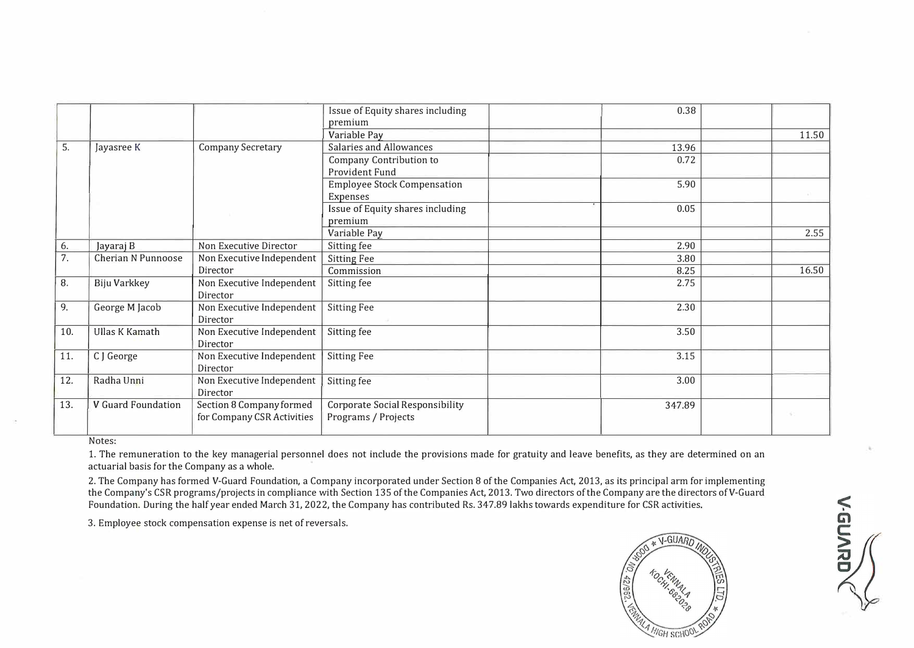| | | | | | | | |
|---|---|---|---|---|---|---|---|
| | | | Issue of Equity shares including premium | | 0.38 | | |
| | | | Variable Pay | | | | 11.50 |
| 5. | Jayasree K | Company Secretary | Salaries and Allowances | | 13.96 | | |
| | | | Company Contribution to Provident Fund | | 0.72 | | |
| | | | Employee Stock Compensation Expenses | | 5.90 | | |
| | | | Issue of Equity shares including premium | | 0.05 | | |
| | | | Variable Pay | | | | 2.55 |
| 6. | Jayaraj B | Non Executive Director | Sitting fee | | 2.90 | | |
| 7. | Cherian N Punnoose | Non Executive Independent Director | Sitting Fee | | 3.80 | | |
| | | | Commission | | 8.25 | | 16.50 |
| 8. | Biju Varkkey | Non Executive Independent Director | Sitting fee | | 2.75 | | |
| 9. | George M Jacob | Non Executive Independent Director | Sitting Fee | | 2.30 | | |
| 10. | Ullas K Kamath | Non Executive Independent Director | Sitting fee | | 3.50 | | |
| 11. | C J George | Non Executive Independent Director | Sitting Fee | | 3.15 | | |
| 12. | Radha Unni | Non Executive Independent Director | Sitting fee | | 3.00 | | |
| 13. | V Guard Foundation | Section 8 Company formed for Company CSR Activities | Corporate Social Responsibility Programs / Projects | | 347.89 | | |

Notes:

1. The remuneration to the key managerial personnel does not include the provisions made for gratuity and leave benefits, as they are determined on an actuarial basis for the Company as a whole.

2. The Company has formed V-Guard Foundation, a Company incorporated under Section 8 of the Companies Act, 2013, as its principal arm for implementing the Company's CSR programs/projects in compliance with Section 135 of the Companies Act, 2013. Two directors of the Company are the directors of V-Guard Foundation. During the half year ended March 31, 2022, the Company has contributed Rs. 347.89 lakhs towards expenditure for CSR activities.

3. Employee stock compensation expense is net of reversals.